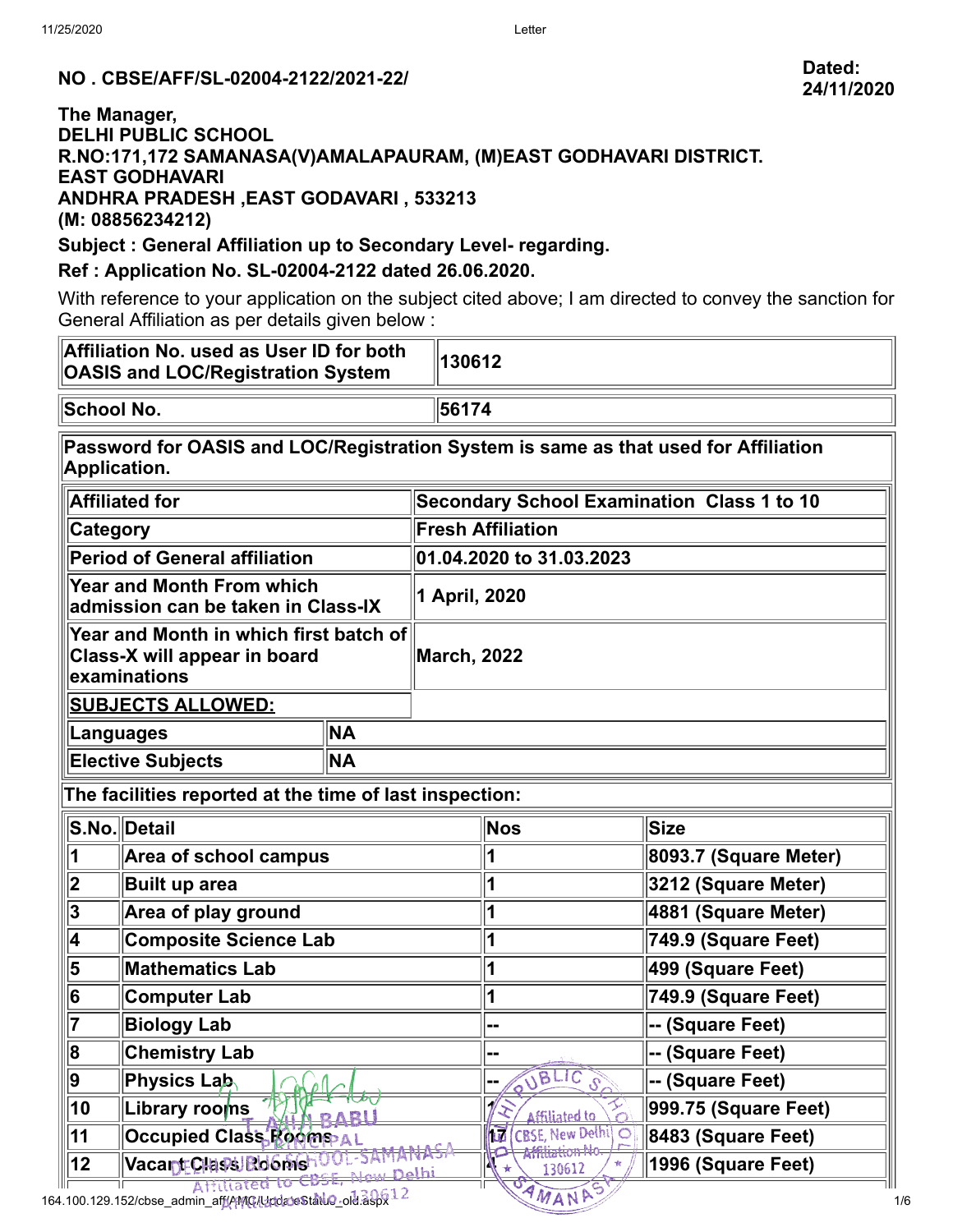**NO . CBSE/AFF/SL-02004-2122/2021-22/**

**Dated: 24/11/2020**

**The Manager,**
**DELHI PUBLIC SCHOOL**
**R.NO:171,172 SAMANASA(V)AMALAPAURAM, (M)EAST GODHAVARI DISTRICT.**
**EAST GODHAVARI**
**ANDHRA PRADESH ,EAST GODAVARI , 533213**
**(M: 08856234212)**

**Subject : General Affiliation up to Secondary Level- regarding.**

**Ref : Application No. SL-02004-2122 dated 26.06.2020.**

With reference to your application on the subject cited above; I am directed to convey the sanction for General Affiliation as per details given below :

| | |
|---|---|
| **Affiliation No. used as User ID for both OASIS and LOC/Registration System** | **130612** |
| **School No.** | **56174** |

**Password for OASIS and LOC/Registration System is same as that used for Affiliation Application.**

| | |
|---|---|
| **Affiliated for** | **Secondary School Examination Class 1 to 10** |
| **Category** | **Fresh Affiliation** |
| **Period of General affiliation** | **01.04.2020 to 31.03.2023** |
| **Year and Month From which admission can be taken in Class-IX** | **1 April, 2020** |
| **Year and Month in which first batch of Class-X will appear in board examinations** | **March, 2022** |

**SUBJECTS ALLOWED:**

| | |
|---|---|
| **Languages** | **NA** |
| **Elective Subjects** | **NA** |

**The facilities reported at the time of last inspection:**

| S.No. | Detail | Nos | Size |
|---|---|---|---|
| 1 | Area of school campus | 1 | 8093.7 (Square Meter) |
| 2 | Built up area | 1 | 3212 (Square Meter) |
| 3 | Area of play ground | 1 | 4881 (Square Meter) |
| 4 | Composite Science Lab | 1 | 749.9 (Square Feet) |
| 5 | Mathematics Lab | 1 | 499 (Square Feet) |
| 6 | Computer Lab | 1 | 749.9 (Square Feet) |
| 7 | Biology Lab | -- | -- (Square Feet) |
| 8 | Chemistry Lab | -- | -- (Square Feet) |
| 9 | Physics Lab | -- | -- (Square Feet) |
| 10 | Library rooms | 1 | 999.75 (Square Feet) |
| 11 | Occupied Class Rooms | 17 | 8483 (Square Feet) |
| 12 | Vacant Class Rooms | 4 | 1996 (Square Feet) |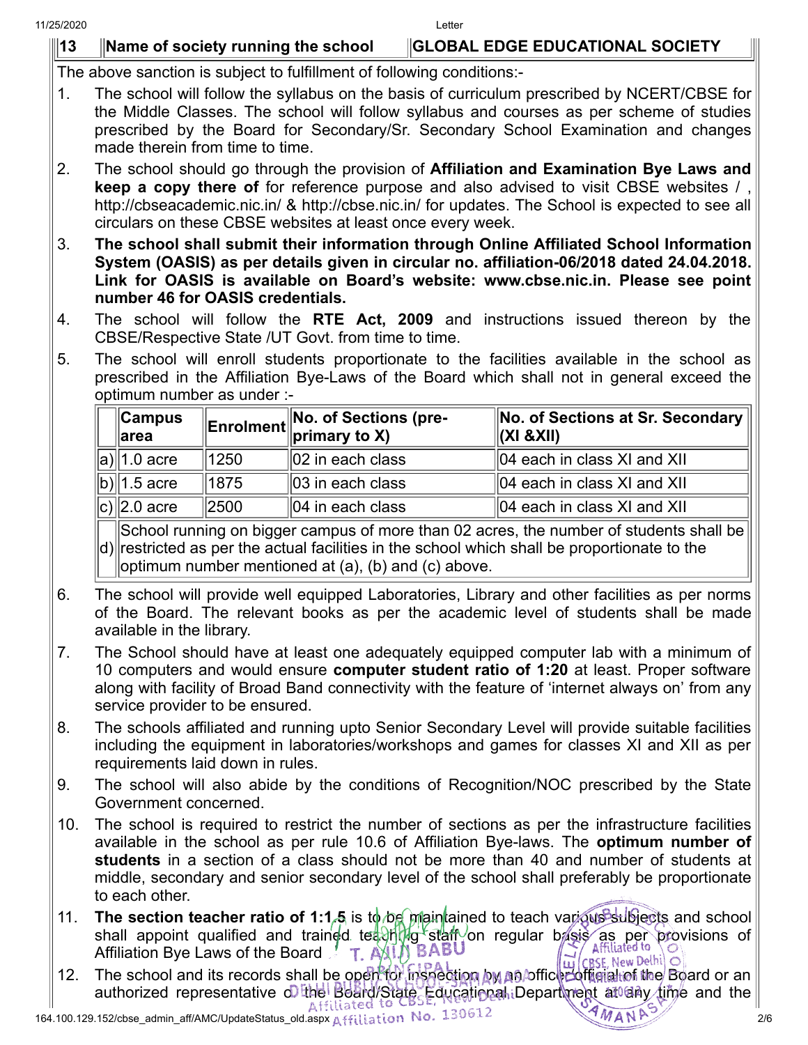| 13 | Name of society running the school | GLOBAL EDGE EDUCATIONAL SOCIETY |
|---|---|---|

The above sanction is subject to fulfillment of following conditions:-

1. The school will follow the syllabus on the basis of curriculum prescribed by NCERT/CBSE for the Middle Classes. The school will follow syllabus and courses as per scheme of studies prescribed by the Board for Secondary/Sr. Secondary School Examination and changes made therein from time to time.
2. The school should go through the provision of **Affiliation and Examination Bye Laws and keep a copy there of** for reference purpose and also advised to visit CBSE websites / , http://cbseacademic.nic.in/ & http://cbse.nic.in/ for updates. The School is expected to see all circulars on these CBSE websites at least once every week.
3. **The school shall submit their information through Online Affiliated School Information System (OASIS) as per details given in circular no. affiliation-06/2018 dated 24.04.2018. Link for OASIS is available on Board's website: www.cbse.nic.in. Please see point number 46 for OASIS credentials.**
4. The school will follow the **RTE Act, 2009** and instructions issued thereon by the CBSE/Respective State /UT Govt. from time to time.
5. The school will enroll students proportionate to the facilities available in the school as prescribed in the Affiliation Bye-Laws of the Board which shall not in general exceed the optimum number as under :-

| | Campus area | Enrolment | No. of Sections (pre-primary to X) | No. of Sections at Sr. Secondary (XI &XII) |
|---|---|---|---|---|
| a) | 1.0 acre | 1250 | 02 in each class | 04 each in class XI and XII |
| b) | 1.5 acre | 1875 | 03 in each class | 04 each in class XI and XII |
| c) | 2.0 acre | 2500 | 04 in each class | 04 each in class XI and XII |
| d) | School running on bigger campus of more than 02 acres, the number of students shall be restricted as per the actual facilities in the school which shall be proportionate to the optimum number mentioned at (a), (b) and (c) above. | | | |

6. The school will provide well equipped Laboratories, Library and other facilities as per norms of the Board. The relevant books as per the academic level of students shall be made available in the library.
7. The School should have at least one adequately equipped computer lab with a minimum of 10 computers and would ensure **computer student ratio of 1:20** at least. Proper software along with facility of Broad Band connectivity with the feature of 'internet always on' from any service provider to be ensured.
8. The schools affiliated and running upto Senior Secondary Level will provide suitable facilities including the equipment in laboratories/workshops and games for classes XI and XII as per requirements laid down in rules.
9. The school will also abide by the conditions of Recognition/NOC prescribed by the State Government concerned.
10. The school is required to restrict the number of sections as per the infrastructure facilities available in the school as per rule 10.6 of Affiliation Bye-laws. The **optimum number of students** in a section of a class should not be more than 40 and number of students at middle, secondary and senior secondary level of the school shall preferably be proportionate to each other.
11. **The section teacher ratio of 1:1.5** is to be maintained to teach various subjects and school shall appoint qualified and trained teaching staff on regular basis as per provisions of Affiliation Bye Laws of the Board .
12. The school and its records shall be open for inspection by an officer/official of the Board or an authorized representative of the Board/State Educational Department at any time and the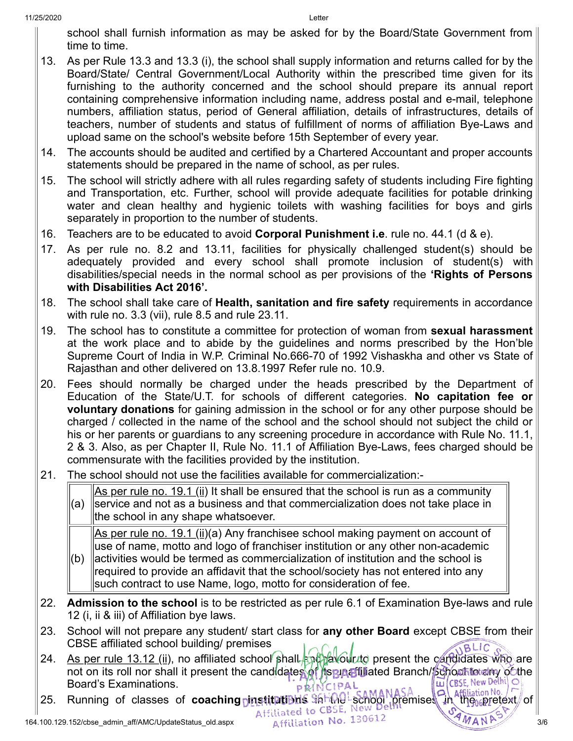school shall furnish information as may be asked for by the Board/State Government from time to time.

13. As per Rule 13.3 and 13.3 (i), the school shall supply information and returns called for by the Board/State/ Central Government/Local Authority within the prescribed time given for its furnishing to the authority concerned and the school should prepare its annual report containing comprehensive information including name, address postal and e-mail, telephone numbers, affiliation status, period of General affiliation, details of infrastructures, details of teachers, number of students and status of fulfillment of norms of affiliation Bye-Laws and upload same on the school's website before 15th September of every year.
14. The accounts should be audited and certified by a Chartered Accountant and proper accounts statements should be prepared in the name of school, as per rules.
15. The school will strictly adhere with all rules regarding safety of students including Fire fighting and Transportation, etc. Further, school will provide adequate facilities for potable drinking water and clean healthy and hygienic toilets with washing facilities for boys and girls separately in proportion to the number of students.
16. Teachers are to be educated to avoid **Corporal Punishment i.e**. rule no. 44.1 (d & e).
17. As per rule no. 8.2 and 13.11, facilities for physically challenged student(s) should be adequately provided and every school shall promote inclusion of student(s) with disabilities/special needs in the normal school as per provisions of the **'Rights of Persons with Disabilities Act 2016'.**
18. The school shall take care of **Health, sanitation and fire safety** requirements in accordance with rule no. 3.3 (vii), rule 8.5 and rule 23.11.
19. The school has to constitute a committee for protection of woman from **sexual harassment** at the work place and to abide by the guidelines and norms prescribed by the Hon'ble Supreme Court of India in W.P. Criminal No.666-70 of 1992 Vishaskha and other vs State of Rajasthan and other delivered on 13.8.1997 Refer rule no. 10.9.
20. Fees should normally be charged under the heads prescribed by the Department of Education of the State/U.T. for schools of different categories. **No capitation fee or voluntary donations** for gaining admission in the school or for any other purpose should be charged / collected in the name of the school and the school should not subject the child or his or her parents or guardians to any screening procedure in accordance with Rule No. 11.1, 2 & 3. Also, as per Chapter II, Rule No. 11.1 of Affiliation Bye-Laws, fees charged should be commensurate with the facilities provided by the institution.
21. The school should not use the facilities available for commercialization:-

| | |
|---|---|
| (a) | As per rule no. 19.1 (ii) It shall be ensured that the school is run as a community service and not as a business and that commercialization does not take place in the school in any shape whatsoever. |
| (b) | As per rule no. 19.1 (ii)(a) Any franchisee school making payment on account of use of name, motto and logo of franchiser institution or any other non-academic activities would be termed as commercialization of institution and the school is required to provide an affidavit that the school/society has not entered into any such contract to use Name, logo, motto for consideration of fee. |

22. **Admission to the school** is to be restricted as per rule 6.1 of Examination Bye-laws and rule 12 (i, ii & iii) of Affiliation bye laws.
23. School will not prepare any student/ start class for **any other Board** except CBSE from their CBSE affiliated school building/ premises
24. As per rule 13.12 (ii), no affiliated school shall endeavour to present the candidates who are not on its roll nor shall it present the candidates of its unaffiliated Branch/School to any of the Board's Examinations.
25. Running of classes of **coaching institutions** in the school premises in the pretext of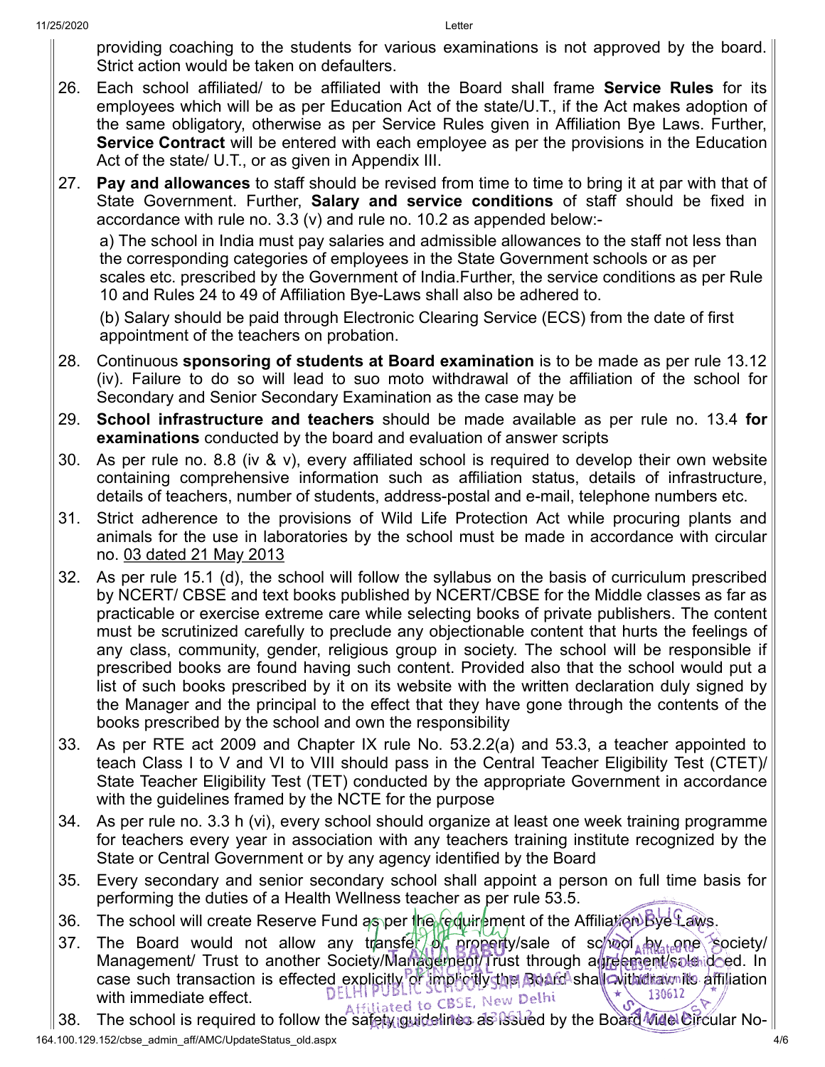providing coaching to the students for various examinations is not approved by the board. Strict action would be taken on defaulters.

26. Each school affiliated/ to be affiliated with the Board shall frame **Service Rules** for its employees which will be as per Education Act of the state/U.T., if the Act makes adoption of the same obligatory, otherwise as per Service Rules given in Affiliation Bye Laws. Further, **Service Contract** will be entered with each employee as per the provisions in the Education Act of the state/ U.T., or as given in Appendix III.

27. **Pay and allowances** to staff should be revised from time to time to bring it at par with that of State Government. Further, **Salary and service conditions** of staff should be fixed in accordance with rule no. 3.3 (v) and rule no. 10.2 as appended below:-

    a) The school in India must pay salaries and admissible allowances to the staff not less than the corresponding categories of employees in the State Government schools or as per scales etc. prescribed by the Government of India.Further, the service conditions as per Rule 10 and Rules 24 to 49 of Affiliation Bye-Laws shall also be adhered to.

    (b) Salary should be paid through Electronic Clearing Service (ECS) from the date of first appointment of the teachers on probation.

28. Continuous **sponsoring of students at Board examination** is to be made as per rule 13.12 (iv). Failure to do so will lead to suo moto withdrawal of the affiliation of the school for Secondary and Senior Secondary Examination as the case may be

29. **School infrastructure and teachers** should be made available as per rule no. 13.4 **for examinations** conducted by the board and evaluation of answer scripts

30. As per rule no. 8.8 (iv & v), every affiliated school is required to develop their own website containing comprehensive information such as affiliation status, details of infrastructure, details of teachers, number of students, address-postal and e-mail, telephone numbers etc.

31. Strict adherence to the provisions of Wild Life Protection Act while procuring plants and animals for the use in laboratories by the school must be made in accordance with circular no. 03 dated 21 May 2013

32. As per rule 15.1 (d), the school will follow the syllabus on the basis of curriculum prescribed by NCERT/ CBSE and text books published by NCERT/CBSE for the Middle classes as far as practicable or exercise extreme care while selecting books of private publishers. The content must be scrutinized carefully to preclude any objectionable content that hurts the feelings of any class, community, gender, religious group in society. The school will be responsible if prescribed books are found having such content. Provided also that the school would put a list of such books prescribed by it on its website with the written declaration duly signed by the Manager and the principal to the effect that they have gone through the contents of the books prescribed by the school and own the responsibility

33. As per RTE act 2009 and Chapter IX rule No. 53.2.2(a) and 53.3, a teacher appointed to teach Class I to V and VI to VIII should pass in the Central Teacher Eligibility Test (CTET)/ State Teacher Eligibility Test (TET) conducted by the appropriate Government in accordance with the guidelines framed by the NCTE for the purpose

34. As per rule no. 3.3 h (vi), every school should organize at least one week training programme for teachers every year in association with any teachers training institute recognized by the State or Central Government or by any agency identified by the Board

35. Every secondary and senior secondary school shall appoint a person on full time basis for performing the duties of a Health Wellness teacher as per rule 53.5.

36. The school will create Reserve Fund as per the requirement of the Affiliation Bye Laws.

37. The Board would not allow any transfer of property/sale of school by one society/ Management/ Trust to another Society/Management/Trust through agreement/sale deed. In case such transaction is effected explicitly or implicitly the Board shall withdraw its affiliation with immediate effect.

38. The school is required to follow the safety guidelines as issued by the Board vide Circular No-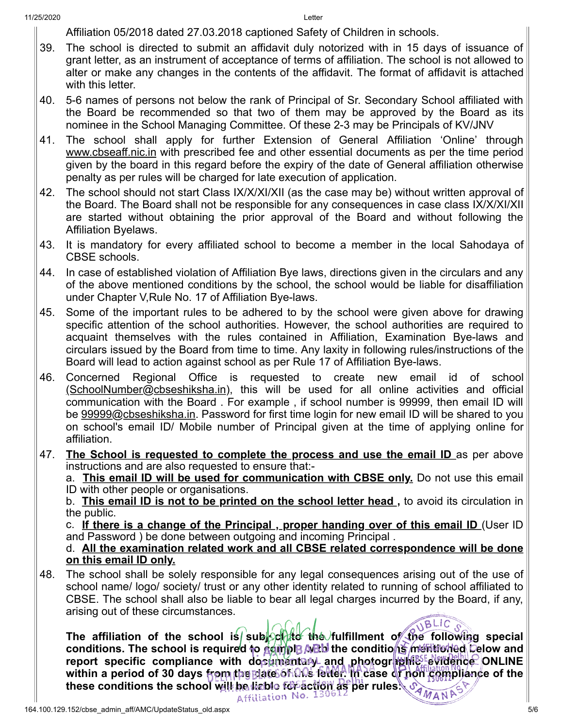Affiliation 05/2018 dated 27.03.2018 captioned Safety of Children in schools.

39. The school is directed to submit an affidavit duly notorized with in 15 days of issuance of grant letter, as an instrument of acceptance of terms of affiliation. The school is not allowed to alter or make any changes in the contents of the affidavit. The format of affidavit is attached with this letter.

40. 5-6 names of persons not below the rank of Principal of Sr. Secondary School affiliated with the Board be recommended so that two of them may be approved by the Board as its nominee in the School Managing Committee. Of these 2-3 may be Principals of KV/JNV

41. The school shall apply for further Extension of General Affiliation 'Online' through www.cbseaff.nic.in with prescribed fee and other essential documents as per the time period given by the board in this regard before the expiry of the date of General affiliation otherwise penalty as per rules will be charged for late execution of application.

42. The school should not start Class IX/X/XI/XII (as the case may be) without written approval of the Board. The Board shall not be responsible for any consequences in case class IX/X/XI/XII are started without obtaining the prior approval of the Board and without following the Affiliation Byelaws.

43. It is mandatory for every affiliated school to become a member in the local Sahodaya of CBSE schools.

44. In case of established violation of Affiliation Bye laws, directions given in the circulars and any of the above mentioned conditions by the school, the school would be liable for disaffiliation under Chapter V,Rule No. 17 of Affiliation Bye-laws.

45. Some of the important rules to be adhered to by the school were given above for drawing specific attention of the school authorities. However, the school authorities are required to acquaint themselves with the rules contained in Affiliation, Examination Bye-laws and circulars issued by the Board from time to time. Any laxity in following rules/instructions of the Board will lead to action against school as per Rule 17 of Affiliation Bye-laws.

46. Concerned Regional Office is requested to create new email id of school (SchoolNumber@cbseshiksha.in), this will be used for all online activities and official communication with the Board . For example , if school number is 99999, then email ID will be 99999@cbseshiksha.in. Password for first time login for new email ID will be shared to you on school's email ID/ Mobile number of Principal given at the time of applying online for affiliation.

47. **The School is requested to complete the process and use the email ID** as per above instructions and are also requested to ensure that:-

    a. **This email ID will be used for communication with CBSE only.** Do not use this email ID with other people or organisations.

    b. **This email ID is not to be printed on the school letter head ,** to avoid its circulation in the public.

    c. **If there is a change of the Principal , proper handing over of this email ID** (User ID and Password ) be done between outgoing and incoming Principal .

    d. **All the examination related work and all CBSE related correspondence will be done on this email ID only.**

48. The school shall be solely responsible for any legal consequences arising out of the use of school name/ logo/ society/ trust or any other identity related to running of school affiliated to CBSE. The school shall also be liable to bear all legal charges incurred by the Board, if any, arising out of these circumstances.

**The affiliation of the school is subject to the fulfillment of the following special conditions. The school is required to comply with the conditions mentioned below and report specific compliance with documentary and photographic evidence ONLINE within a period of 30 days from the date of this letter. In case of non compliance of the these conditions the school will be liable for action as per rules.**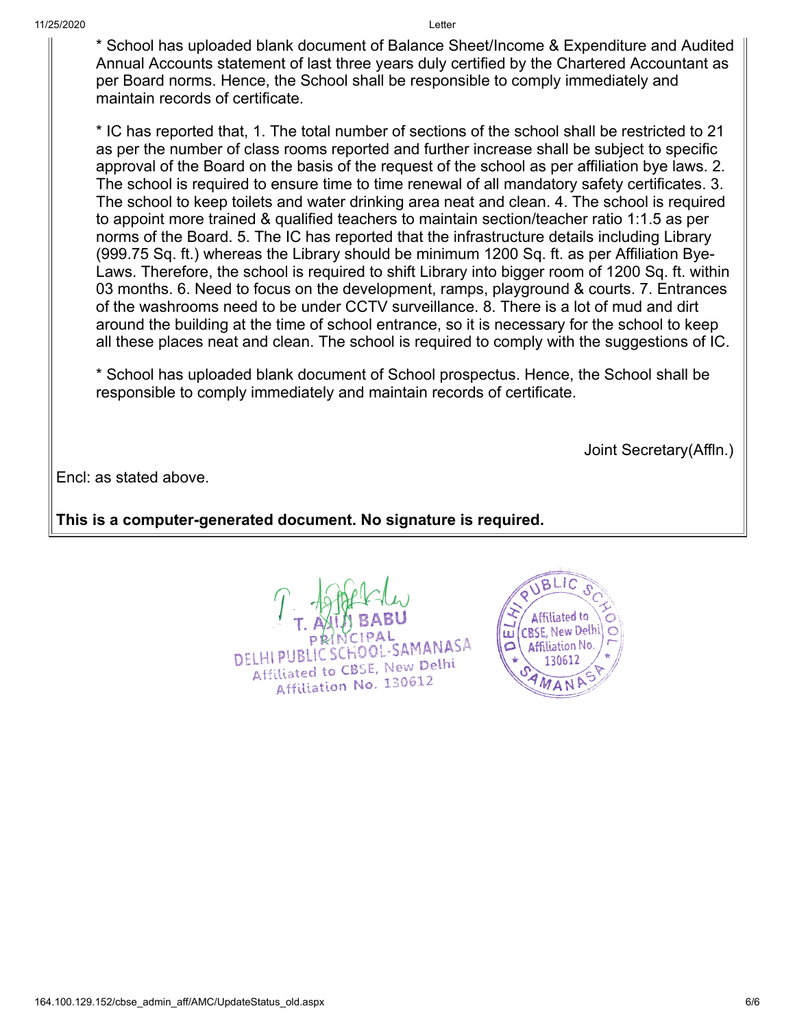* School has uploaded blank document of Balance Sheet/Income & Expenditure and Audited Annual Accounts statement of last three years duly certified by the Chartered Accountant as per Board norms. Hence, the School shall be responsible to comply immediately and maintain records of certificate.

* IC has reported that, 1. The total number of sections of the school shall be restricted to 21 as per the number of class rooms reported and further increase shall be subject to specific approval of the Board on the basis of the request of the school as per affiliation bye laws. 2. The school is required to ensure time to time renewal of all mandatory safety certificates. 3. The school to keep toilets and water drinking area neat and clean. 4. The school is required to appoint more trained & qualified teachers to maintain section/teacher ratio 1:1.5 as per norms of the Board. 5. The IC has reported that the infrastructure details including Library (999.75 Sq. ft.) whereas the Library should be minimum 1200 Sq. ft. as per Affiliation Bye-Laws. Therefore, the school is required to shift Library into bigger room of 1200 Sq. ft. within 03 months. 6. Need to focus on the development, ramps, playground & courts. 7. Entrances of the washrooms need to be under CCTV surveillance. 8. There is a lot of mud and dirt around the building at the time of school entrance, so it is necessary for the school to keep all these places neat and clean. The school is required to comply with the suggestions of IC.

* School has uploaded blank document of School prospectus. Hence, the School shall be responsible to comply immediately and maintain records of certificate.

Joint Secretary(Affln.)

Encl: as stated above.

**This is a computer-generated document. No signature is required.**

T. AJITH BABU
PRINCIPAL
DELHI PUBLIC SCHOOL-SAMANASA
Affiliated to CBSE, New Delhi
Affiliation No. 130612

DELHI PUBLIC SCHOOL SAMANASA
Affiliated to CBSE, New Delhi
Affiliation No. 130612